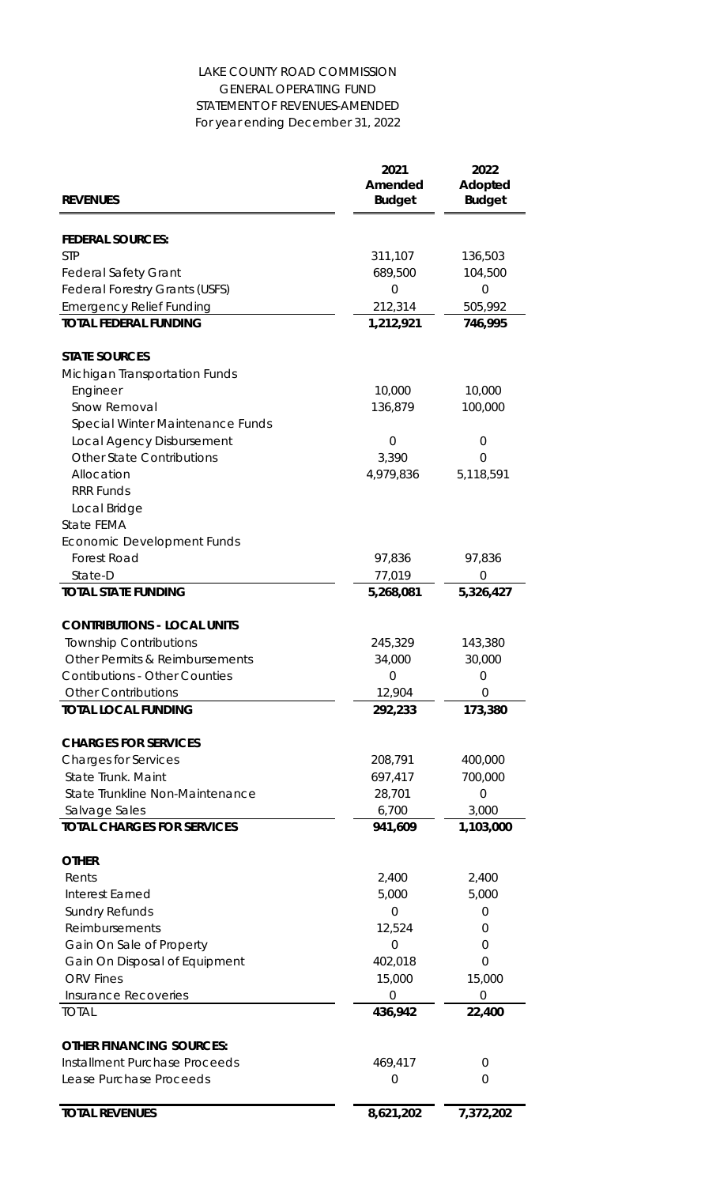LAKE COUNTY ROAD COMMISSION
GENERAL OPERATING FUND
STATEMENT OF REVENUES-AMENDED
For year ending December 31, 2022

| REVENUES | 2021 Amended Budget | 2022 Adopted Budget |
|---|---|---|
| **FEDERAL SOURCES:** | | |
| STP | 311,107 | 136,503 |
| Federal Safety Grant | 689,500 | 104,500 |
| Federal Forestry Grants (USFS) | 0 | 0 |
| Emergency Relief Funding | 212,314 | 505,992 |
| **TOTAL FEDERAL FUNDING** | **1,212,921** | **746,995** |
| **STATE SOURCES** | | |
| Michigan Transportation Funds | | |
| Engineer | 10,000 | 10,000 |
| Snow Removal | 136,879 | 100,000 |
| Special Winter Maintenance Funds | | |
| Local Agency Disbursement | 0 | 0 |
| Other State Contributions | 3,390 | 0 |
| Allocation | 4,979,836 | 5,118,591 |
| RRR Funds | | |
| Local Bridge | | |
| State FEMA | | |
| Economic Development Funds | | |
| Forest Road | 97,836 | 97,836 |
| State-D | 77,019 | 0 |
| **TOTAL STATE FUNDING** | **5,268,081** | **5,326,427** |
| **CONTRIBUTIONS - LOCAL UNITS** | | |
| Township Contributions | 245,329 | 143,380 |
| Other Permits & Reimbursements | 34,000 | 30,000 |
| Contibutions - Other Counties | 0 | 0 |
| Other Contributions | 12,904 | 0 |
| **TOTAL LOCAL FUNDING** | **292,233** | **173,380** |
| **CHARGES FOR SERVICES** | | |
| Charges for Services | 208,791 | 400,000 |
| State Trunk. Maint | 697,417 | 700,000 |
| State Trunkline Non-Maintenance | 28,701 | 0 |
| Salvage Sales | 6,700 | 3,000 |
| **TOTAL CHARGES FOR SERVICES** | **941,609** | **1,103,000** |
| **OTHER** | | |
| Rents | 2,400 | 2,400 |
| Interest Earned | 5,000 | 5,000 |
| Sundry Refunds | 0 | 0 |
| Reimbursements | 12,524 | 0 |
| Gain On Sale of Property | 0 | 0 |
| Gain On Disposal of Equipment | 402,018 | 0 |
| ORV Fines | 15,000 | 15,000 |
| Insurance Recoveries | 0 | 0 |
| TOTAL | **436,942** | **22,400** |
| **OTHER FINANCING SOURCES:** | | |
| Installment Purchase Proceeds | 469,417 | 0 |
| Lease Purchase Proceeds | 0 | 0 |
| **TOTAL REVENUES** | **8,621,202** | **7,372,202** |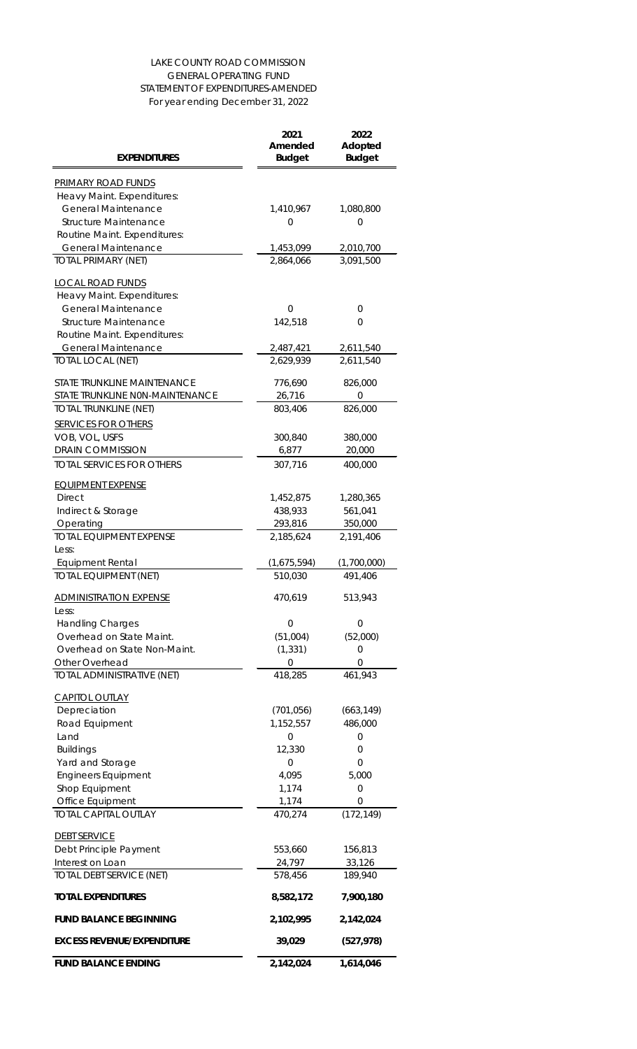LAKE COUNTY ROAD COMMISSION
GENERAL OPERATING FUND
STATEMENT OF EXPENDITURES-AMENDED
For year ending December 31, 2022

| EXPENDITURES | 2021 Amended Budget | 2022 Adopted Budget |
|---|---|---|
| PRIMARY ROAD FUNDS | | |
| Heavy Maint. Expenditures: | | |
| General Maintenance | 1,410,967 | 1,080,800 |
| Structure Maintenance | 0 | 0 |
| Routine Maint. Expenditures: | | |
| General Maintenance | 1,453,099 | 2,010,700 |
| TOTAL PRIMARY (NET) | 2,864,066 | 3,091,500 |
| LOCAL ROAD FUNDS | | |
| Heavy Maint. Expenditures: | | |
| General Maintenance | 0 | 0 |
| Structure Maintenance | 142,518 | 0 |
| Routine Maint. Expenditures: | | |
| General Maintenance | 2,487,421 | 2,611,540 |
| TOTAL LOCAL (NET) | 2,629,939 | 2,611,540 |
| STATE TRUNKLINE MAINTENANCE | 776,690 | 826,000 |
| STATE TRUNKLINE N0N-MAINTENANCE | 26,716 | 0 |
| TOTAL TRUNKLINE (NET) | 803,406 | 826,000 |
| SERVICES FOR OTHERS | | |
| VOB, VOL, USFS | 300,840 | 380,000 |
| DRAIN COMMISSION | 6,877 | 20,000 |
| TOTAL SERVICES FOR OTHERS | 307,716 | 400,000 |
| EQUIPMENT EXPENSE | | |
| Direct | 1,452,875 | 1,280,365 |
| Indirect & Storage | 438,933 | 561,041 |
| Operating | 293,816 | 350,000 |
| TOTAL EQUIPMENT EXPENSE | 2,185,624 | 2,191,406 |
| Less: | | |
| Equipment Rental | (1,675,594) | (1,700,000) |
| TOTAL EQUIPMENT (NET) | 510,030 | 491,406 |
| ADMINISTRATION EXPENSE | 470,619 | 513,943 |
| Less: | | |
| Handling Charges | 0 | 0 |
| Overhead on State Maint. | (51,004) | (52,000) |
| Overhead on State Non-Maint. | (1,331) | 0 |
| Other Overhead | 0 | 0 |
| TOTAL ADMINISTRATIVE (NET) | 418,285 | 461,943 |
| CAPITOL OUTLAY | | |
| Depreciation | (701,056) | (663,149) |
| Road Equipment | 1,152,557 | 486,000 |
| Land | 0 | 0 |
| Buildings | 12,330 | 0 |
| Yard and Storage | 0 | 0 |
| Engineers Equipment | 4,095 | 5,000 |
| Shop Equipment | 1,174 | 0 |
| Office Equipment | 1,174 | 0 |
| TOTAL CAPITAL OUTLAY | 470,274 | (172,149) |
| DEBT SERVICE | | |
| Debt Principle Payment | 553,660 | 156,813 |
| Interest on Loan | 24,797 | 33,126 |
| TOTAL DEBT SERVICE (NET) | 578,456 | 189,940 |
| **TOTAL EXPENDITURES** | **8,582,172** | **7,900,180** |
| **FUND BALANCE BEGINNING** | **2,102,995** | **2,142,024** |
| **EXCESS REVENUE/EXPENDITURE** | **39,029** | **(527,978)** |
| **FUND BALANCE ENDING** | **2,142,024** | **1,614,046** |